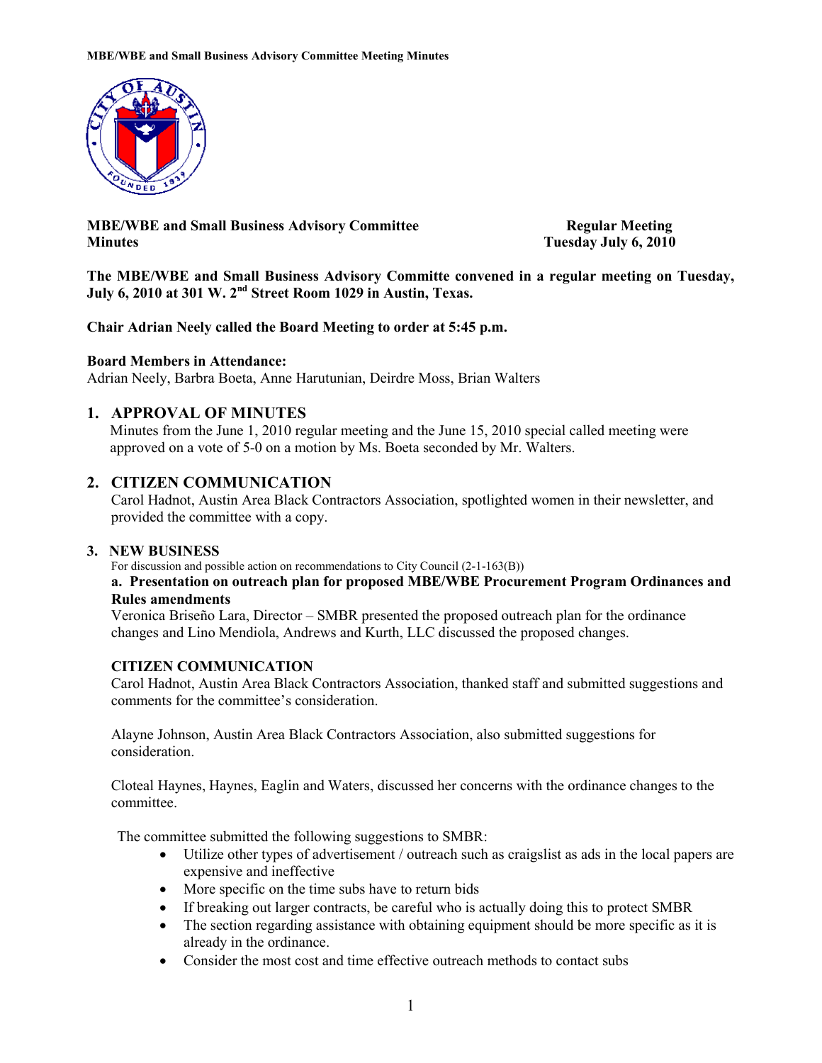**MBE/WBE and Small Business Advisory Committee Minutes**

**Regular Meeting**
**Tuesday July 6, 2010**

**The MBE/WBE and Small Business Advisory Committe convened in a regular meeting on Tuesday, July 6, 2010 at 301 W. 2nd Street Room 1029 in Austin, Texas.**

**Chair Adrian Neely called the Board Meeting to order at 5:45 p.m.**

**Board Members in Attendance:**
Adrian Neely, Barbra Boeta, Anne Harutunian, Deirdre Moss, Brian Walters

## 1. APPROVAL OF MINUTES

Minutes from the June 1, 2010 regular meeting and the June 15, 2010 special called meeting were approved on a vote of 5-0 on a motion by Ms. Boeta seconded by Mr. Walters.

## 2. CITIZEN COMMUNICATION

Carol Hadnot, Austin Area Black Contractors Association, spotlighted women in their newsletter, and provided the committee with a copy.

## 3. NEW BUSINESS

For discussion and possible action on recommendations to City Council (2-1-163(B))

**a. Presentation on outreach plan for proposed MBE/WBE Procurement Program Ordinances and Rules amendments**

Veronica Briseño Lara, Director – SMBR presented the proposed outreach plan for the ordinance changes and Lino Mendiola, Andrews and Kurth, LLC discussed the proposed changes.

**CITIZEN COMMUNICATION**

Carol Hadnot, Austin Area Black Contractors Association, thanked staff and submitted suggestions and comments for the committee's consideration.

Alayne Johnson, Austin Area Black Contractors Association, also submitted suggestions for consideration.

Cloteal Haynes, Haynes, Eaglin and Waters, discussed her concerns with the ordinance changes to the committee.

The committee submitted the following suggestions to SMBR:

- Utilize other types of advertisement / outreach such as craigslist as ads in the local papers are expensive and ineffective
- More specific on the time subs have to return bids
- If breaking out larger contracts, be careful who is actually doing this to protect SMBR
- The section regarding assistance with obtaining equipment should be more specific as it is already in the ordinance.
- Consider the most cost and time effective outreach methods to contact subs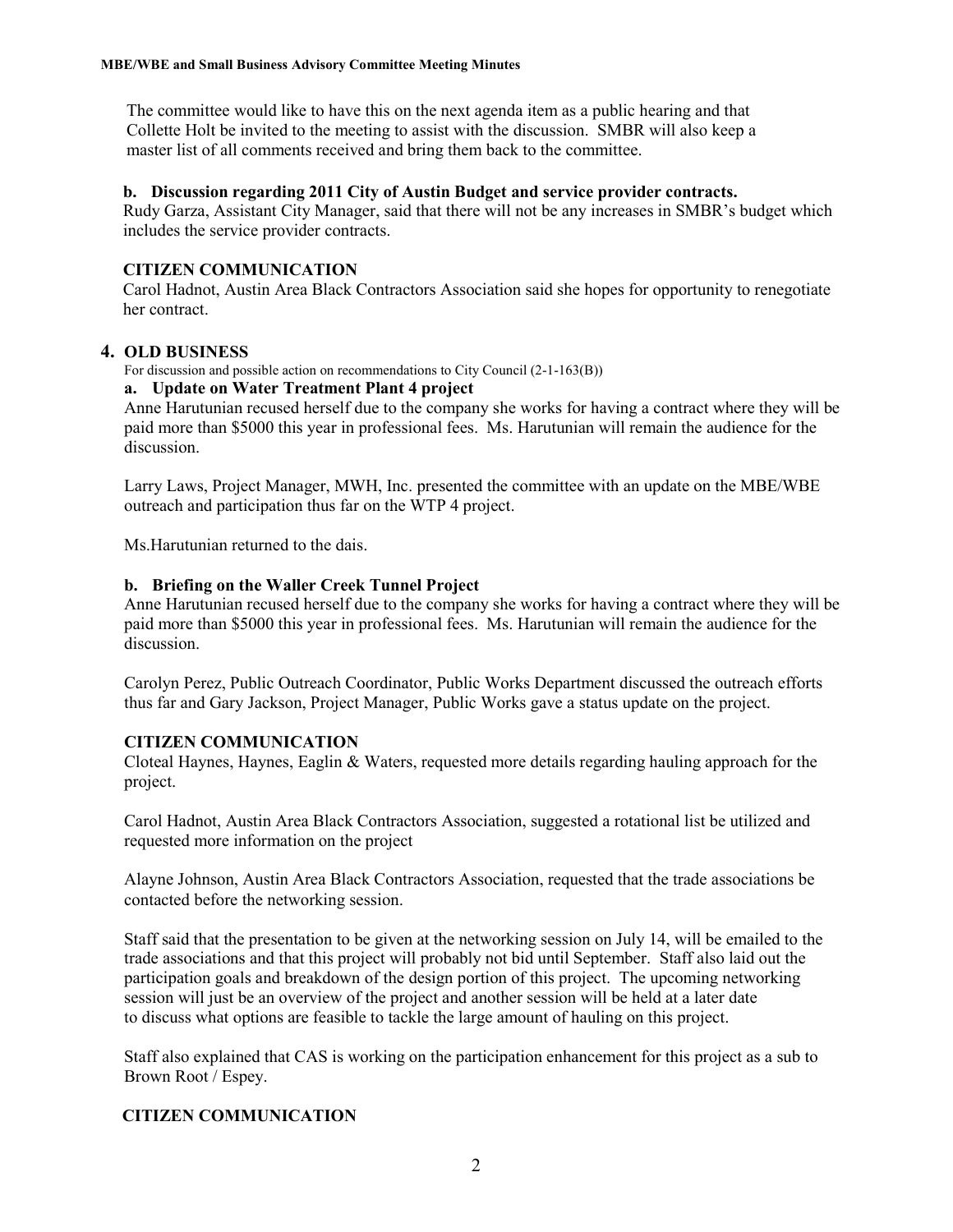The committee would like to have this on the next agenda item as a public hearing and that Collette Holt be invited to the meeting to assist with the discussion. SMBR will also keep a master list of all comments received and bring them back to the committee.

**b. Discussion regarding 2011 City of Austin Budget and service provider contracts.**

Rudy Garza, Assistant City Manager, said that there will not be any increases in SMBR's budget which includes the service provider contracts.

**CITIZEN COMMUNICATION**

Carol Hadnot, Austin Area Black Contractors Association said she hopes for opportunity to renegotiate her contract.

## 4. OLD BUSINESS

For discussion and possible action on recommendations to City Council (2-1-163(B))

**a. Update on Water Treatment Plant 4 project**

Anne Harutunian recused herself due to the company she works for having a contract where they will be paid more than $5000 this year in professional fees. Ms. Harutunian will remain the audience for the discussion.

Larry Laws, Project Manager, MWH, Inc. presented the committee with an update on the MBE/WBE outreach and participation thus far on the WTP 4 project.

Ms.Harutunian returned to the dais.

**b. Briefing on the Waller Creek Tunnel Project**

Anne Harutunian recused herself due to the company she works for having a contract where they will be paid more than $5000 this year in professional fees. Ms. Harutunian will remain the audience for the discussion.

Carolyn Perez, Public Outreach Coordinator, Public Works Department discussed the outreach efforts thus far and Gary Jackson, Project Manager, Public Works gave a status update on the project.

**CITIZEN COMMUNICATION**

Cloteal Haynes, Haynes, Eaglin & Waters, requested more details regarding hauling approach for the project.

Carol Hadnot, Austin Area Black Contractors Association, suggested a rotational list be utilized and requested more information on the project

Alayne Johnson, Austin Area Black Contractors Association, requested that the trade associations be contacted before the networking session.

Staff said that the presentation to be given at the networking session on July 14, will be emailed to the trade associations and that this project will probably not bid until September. Staff also laid out the participation goals and breakdown of the design portion of this project. The upcoming networking session will just be an overview of the project and another session will be held at a later date to discuss what options are feasible to tackle the large amount of hauling on this project.

Staff also explained that CAS is working on the participation enhancement for this project as a sub to Brown Root / Espey.

**CITIZEN COMMUNICATION**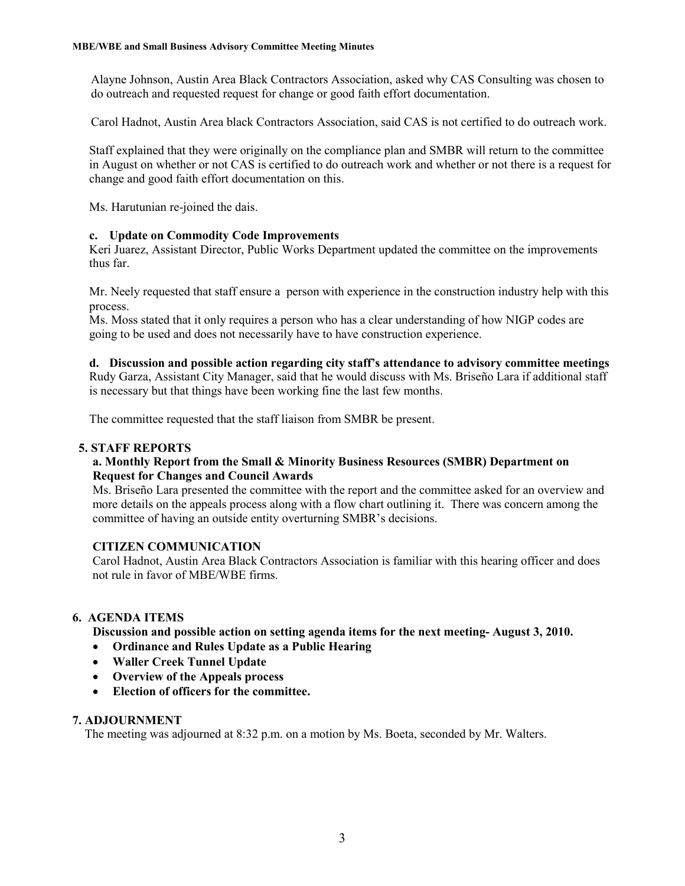Alayne Johnson, Austin Area Black Contractors Association, asked why CAS Consulting was chosen to do outreach and requested request for change or good faith effort documentation.

Carol Hadnot, Austin Area black Contractors Association, said CAS is not certified to do outreach work.

Staff explained that they were originally on the compliance plan and SMBR will return to the committee in August on whether or not CAS is certified to do outreach work and whether or not there is a request for change and good faith effort documentation on this.

Ms. Harutunian re-joined the dais.

**c. Update on Commodity Code Improvements**

Keri Juarez, Assistant Director, Public Works Department updated the committee on the improvements thus far.

Mr. Neely requested that staff ensure a person with experience in the construction industry help with this process.

Ms. Moss stated that it only requires a person who has a clear understanding of how NIGP codes are going to be used and does not necessarily have to have construction experience.

**d. Discussion and possible action regarding city staff's attendance to advisory committee meetings**

Rudy Garza, Assistant City Manager, said that he would discuss with Ms. Briseño Lara if additional staff is necessary but that things have been working fine the last few months.

The committee requested that the staff liaison from SMBR be present.

## 5. STAFF REPORTS

**a. Monthly Report from the Small & Minority Business Resources (SMBR) Department on Request for Changes and Council Awards**

Ms. Briseño Lara presented the committee with the report and the committee asked for an overview and more details on the appeals process along with a flow chart outlining it. There was concern among the committee of having an outside entity overturning SMBR's decisions.

**CITIZEN COMMUNICATION**

Carol Hadnot, Austin Area Black Contractors Association is familiar with this hearing officer and does not rule in favor of MBE/WBE firms.

## 6. AGENDA ITEMS

**Discussion and possible action on setting agenda items for the next meeting- August 3, 2010.**

- **Ordinance and Rules Update as a Public Hearing**
- **Waller Creek Tunnel Update**
- **Overview of the Appeals process**
- **Election of officers for the committee.**

## 7. ADJOURNMENT

The meeting was adjourned at 8:32 p.m. on a motion by Ms. Boeta, seconded by Mr. Walters.